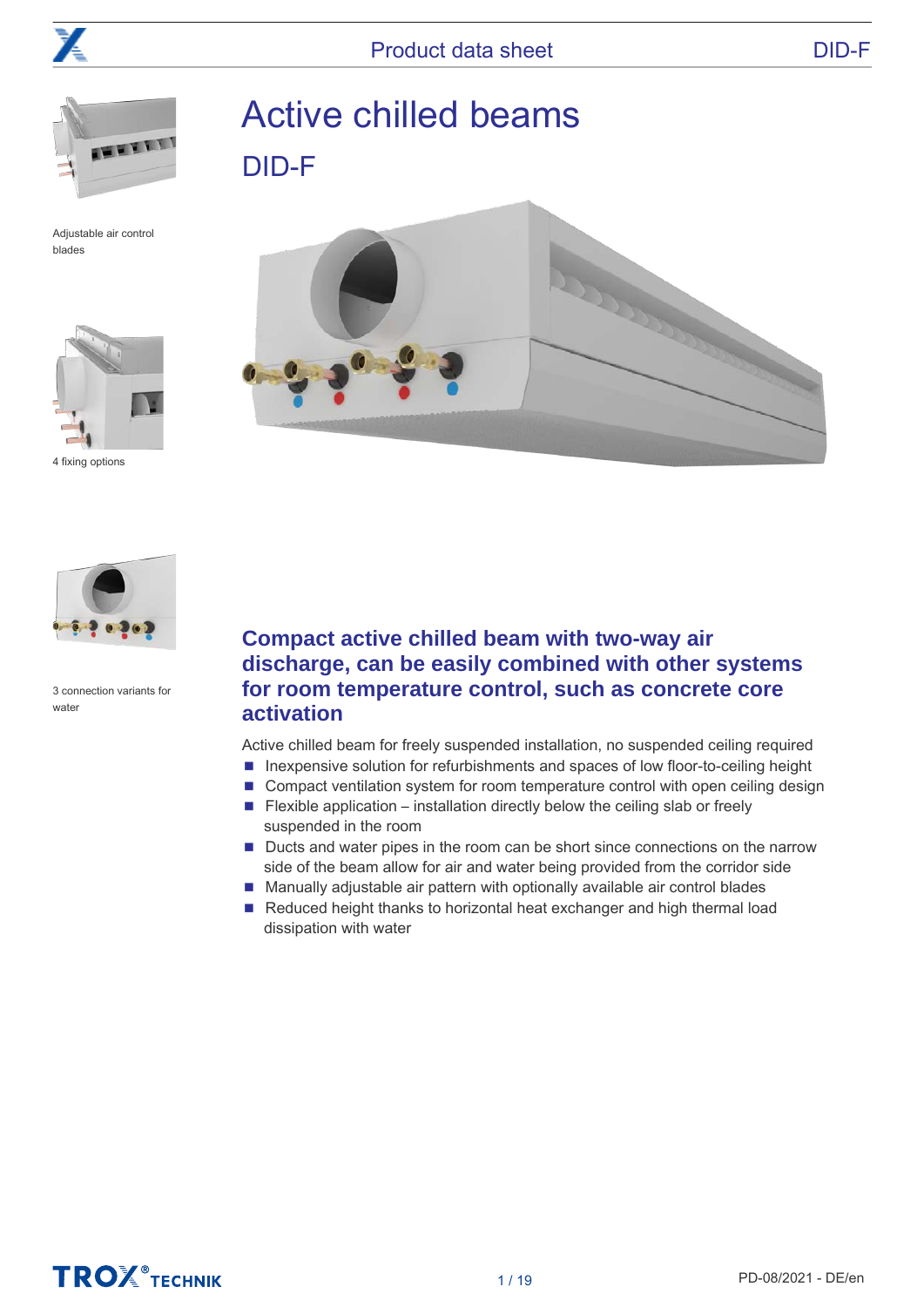# Active chilled beams

## DID-F

Adjustable air control blades

4 fixing options

3 connection variants for water

### Compact active chilled beam with two-way air discharge, can be easily combined with other systems for room temperature control, such as concrete core activation

Active chilled beam for freely suspended installation, no suspended ceiling required

- Inexpensive solution for refurbishments and spaces of low floor-to-ceiling height
- Compact ventilation system for room temperature control with open ceiling design
- Flexible application – installation directly below the ceiling slab or freely suspended in the room
- Ducts and water pipes in the room can be short since connections on the narrow side of the beam allow for air and water being provided from the corridor side
- Manually adjustable air pattern with optionally available air control blades
- Reduced height thanks to horizontal heat exchanger and high thermal load dissipation with water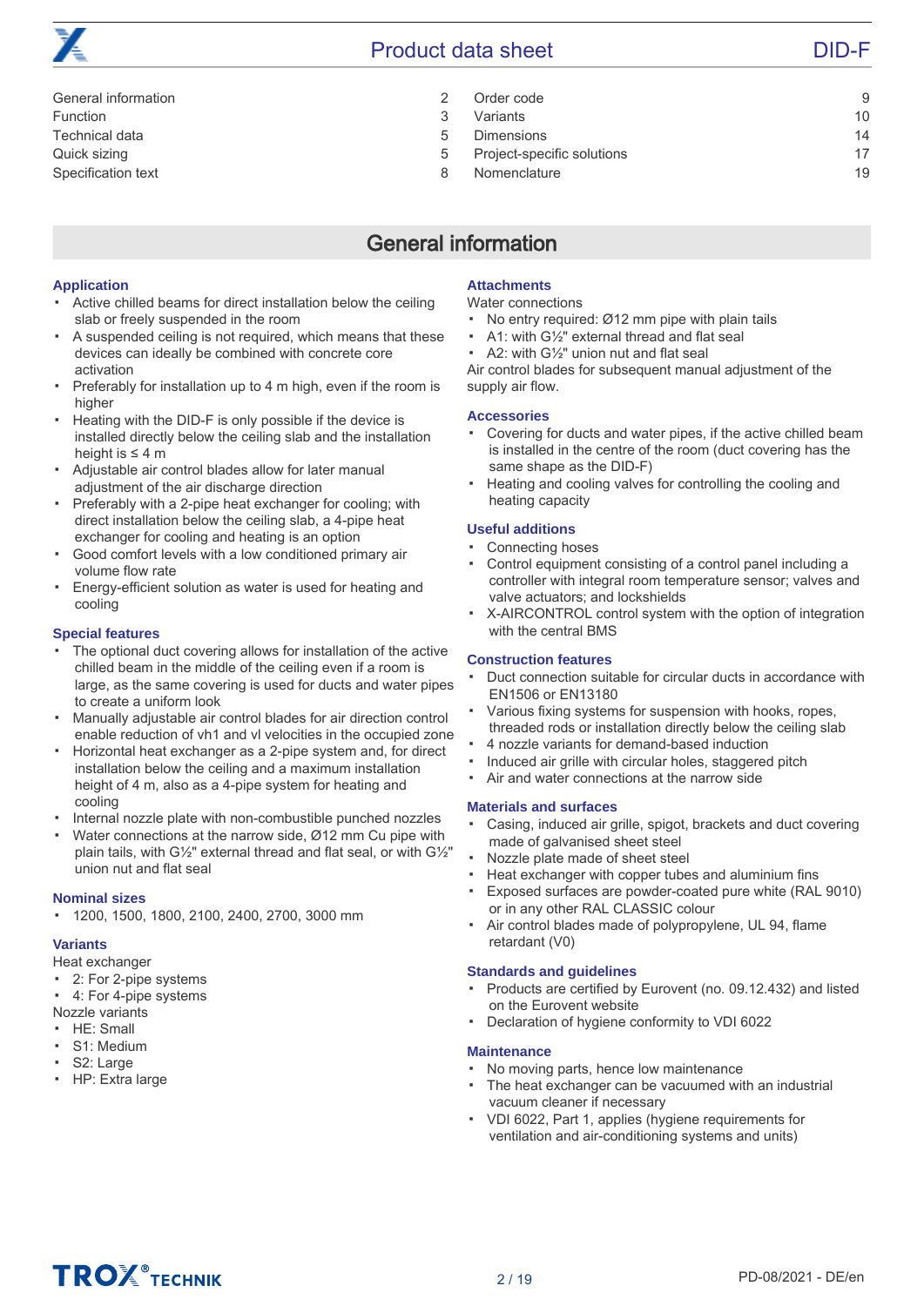| | | | |
|---|---|---|---|
| General information | 2 | Order code | 9 |
| Function | 3 | Variants | 10 |
| Technical data | 5 | Dimensions | 14 |
| Quick sizing | 5 | Project-specific solutions | 17 |
| Specification text | 8 | Nomenclature | 19 |

## General information

### Application

- Active chilled beams for direct installation below the ceiling slab or freely suspended in the room
- A suspended ceiling is not required, which means that these devices can ideally be combined with concrete core activation
- Preferably for installation up to 4 m high, even if the room is higher
- Heating with the DID-F is only possible if the device is installed directly below the ceiling slab and the installation height is ≤ 4 m
- Adjustable air control blades allow for later manual adjustment of the air discharge direction
- Preferably with a 2-pipe heat exchanger for cooling; with direct installation below the ceiling slab, a 4-pipe heat exchanger for cooling and heating is an option
- Good comfort levels with a low conditioned primary air volume flow rate
- Energy-efficient solution as water is used for heating and cooling

### Special features

- The optional duct covering allows for installation of the active chilled beam in the middle of the ceiling even if a room is large, as the same covering is used for ducts and water pipes to create a uniform look
- Manually adjustable air control blades for air direction control enable reduction of vh1 and vl velocities in the occupied zone
- Horizontal heat exchanger as a 2-pipe system and, for direct installation below the ceiling and a maximum installation height of 4 m, also as a 4-pipe system for heating and cooling
- Internal nozzle plate with non-combustible punched nozzles
- Water connections at the narrow side, Ø12 mm Cu pipe with plain tails, with G½" external thread and flat seal, or with G½" union nut and flat seal

### Nominal sizes

- 1200, 1500, 1800, 2100, 2400, 2700, 3000 mm

### Variants

Heat exchanger

- 2: For 2-pipe systems
- 4: For 4-pipe systems

Nozzle variants

- HE: Small
- S1: Medium
- S2: Large
- HP: Extra large

### Attachments

Water connections

- No entry required: Ø12 mm pipe with plain tails
- A1: with G½" external thread and flat seal
- A2: with G½" union nut and flat seal

Air control blades for subsequent manual adjustment of the supply air flow.

### Accessories

- Covering for ducts and water pipes, if the active chilled beam is installed in the centre of the room (duct covering has the same shape as the DID-F)
- Heating and cooling valves for controlling the cooling and heating capacity

### Useful additions

- Connecting hoses
- Control equipment consisting of a control panel including a controller with integral room temperature sensor; valves and valve actuators; and lockshields
- X-AIRCONTROL control system with the option of integration with the central BMS

### Construction features

- Duct connection suitable for circular ducts in accordance with EN1506 or EN13180
- Various fixing systems for suspension with hooks, ropes, threaded rods or installation directly below the ceiling slab
- 4 nozzle variants for demand-based induction
- Induced air grille with circular holes, staggered pitch
- Air and water connections at the narrow side

### Materials and surfaces

- Casing, induced air grille, spigot, brackets and duct covering made of galvanised sheet steel
- Nozzle plate made of sheet steel
- Heat exchanger with copper tubes and aluminium fins
- Exposed surfaces are powder-coated pure white (RAL 9010) or in any other RAL CLASSIC colour
- Air control blades made of polypropylene, UL 94, flame retardant (V0)

### Standards and guidelines

- Products are certified by Eurovent (no. 09.12.432) and listed on the Eurovent website
- Declaration of hygiene conformity to VDI 6022

### Maintenance

- No moving parts, hence low maintenance
- The heat exchanger can be vacuumed with an industrial vacuum cleaner if necessary
- VDI 6022, Part 1, applies (hygiene requirements for ventilation and air-conditioning systems and units)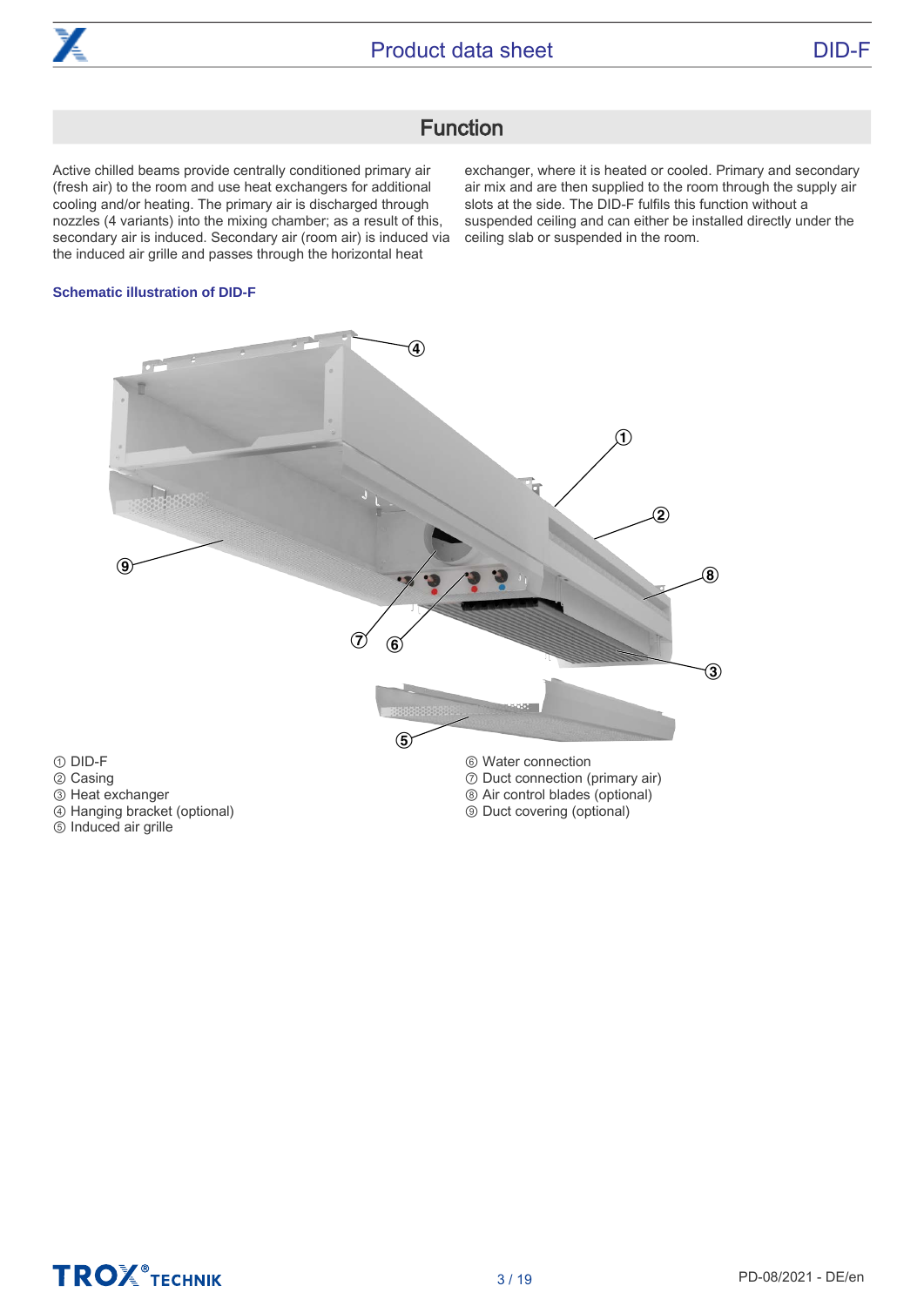## Function

Active chilled beams provide centrally conditioned primary air (fresh air) to the room and use heat exchangers for additional cooling and/or heating. The primary air is discharged through nozzles (4 variants) into the mixing chamber; as a result of this, secondary air is induced. Secondary air (room air) is induced via the induced air grille and passes through the horizontal heat exchanger, where it is heated or cooled. Primary and secondary air mix and are then supplied to the room through the supply air slots at the side. The DID-F fulfils this function without a suspended ceiling and can either be installed directly under the ceiling slab or suspended in the room.

### Schematic illustration of DID-F

① DID-F
② Casing
③ Heat exchanger
④ Hanging bracket (optional)
⑤ Induced air grille
⑥ Water connection
⑦ Duct connection (primary air)
⑧ Air control blades (optional)
⑨ Duct covering (optional)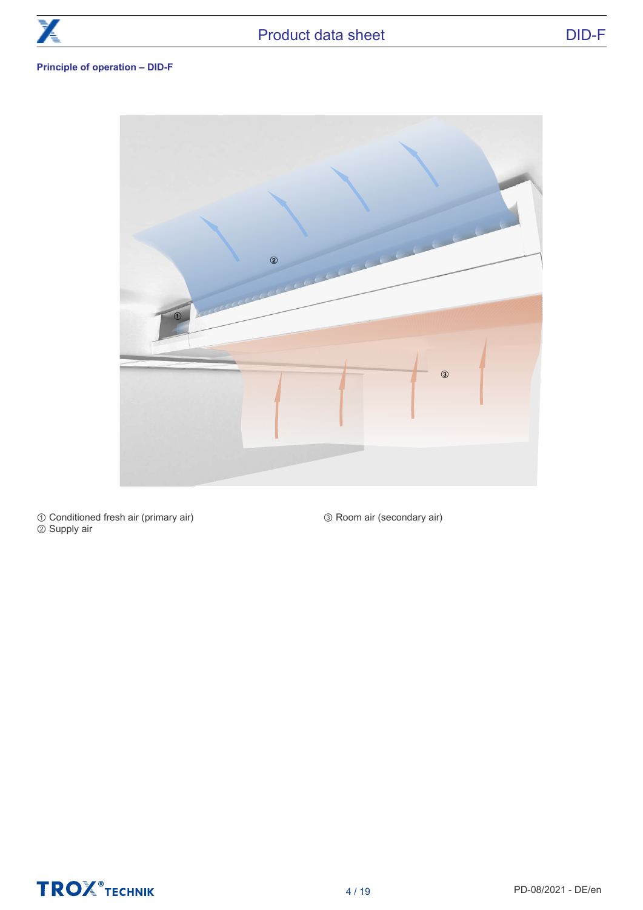### Principle of operation – DID-F

① Conditioned fresh air (primary air)
② Supply air
③ Room air (secondary air)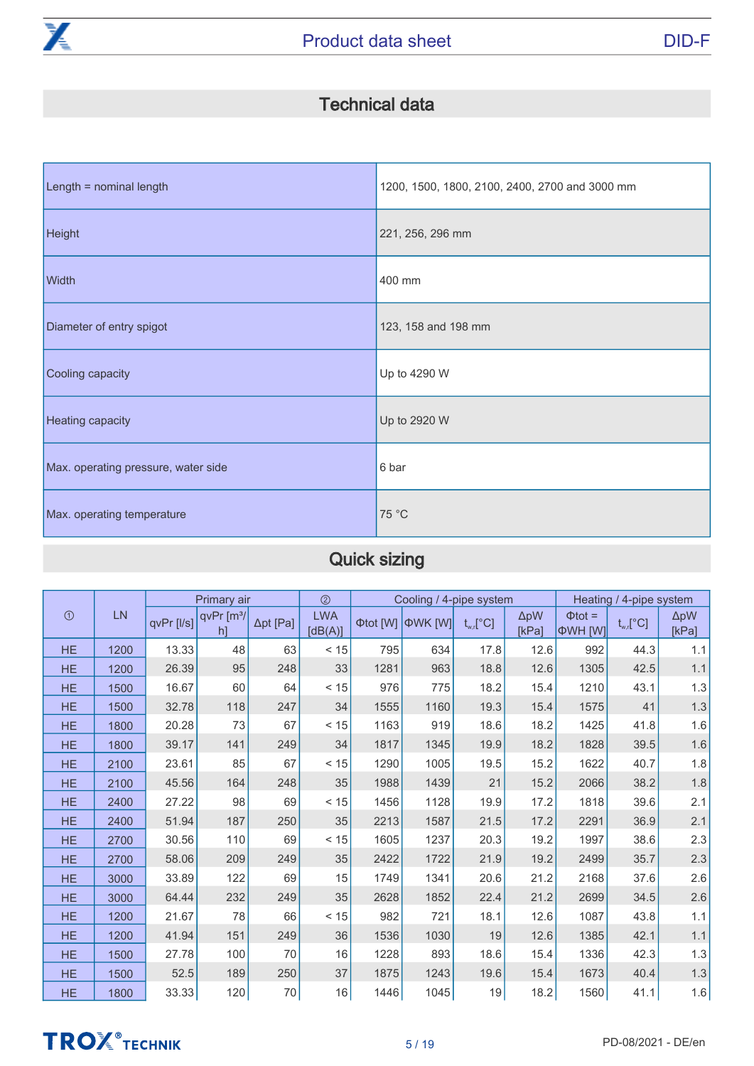## Technical data

| | |
|---|---|
| Length = nominal length | 1200, 1500, 1800, 2100, 2400, 2700 and 3000 mm |
| Height | 221, 256, 296 mm |
| Width | 400 mm |
| Diameter of entry spigot | 123, 158 and 198 mm |
| Cooling capacity | Up to 4290 W |
| Heating capacity | Up to 2920 W |
| Max. operating pressure, water side | 6 bar |
| Max. operating temperature | 75 °C |

## Quick sizing

| ① | LN | Primary air | | | ② | Cooling / 4-pipe system | | | | Heating / 4-pipe system | | |
|---|---|---|---|---|---|---|---|---|---|---|---|---|
| | | qvPr [l/s] | qvPr [m³/h] | Δpt [Pa] | LWA [dB(A)] | Φtot [W] | ΦWK [W] | $t_{w,r}$[°C] | ΔpW [kPa] | Φtot = ΦWH [W] | $t_{w,r}$[°C] | ΔpW [kPa] |
| HE | 1200 | 13.33 | 48 | 63 | < 15 | 795 | 634 | 17.8 | 12.6 | 992 | 44.3 | 1.1 |
| HE | 1200 | 26.39 | 95 | 248 | 33 | 1281 | 963 | 18.8 | 12.6 | 1305 | 42.5 | 1.1 |
| HE | 1500 | 16.67 | 60 | 64 | < 15 | 976 | 775 | 18.2 | 15.4 | 1210 | 43.1 | 1.3 |
| HE | 1500 | 32.78 | 118 | 247 | 34 | 1555 | 1160 | 19.3 | 15.4 | 1575 | 41 | 1.3 |
| HE | 1800 | 20.28 | 73 | 67 | < 15 | 1163 | 919 | 18.6 | 18.2 | 1425 | 41.8 | 1.6 |
| HE | 1800 | 39.17 | 141 | 249 | 34 | 1817 | 1345 | 19.9 | 18.2 | 1828 | 39.5 | 1.6 |
| HE | 2100 | 23.61 | 85 | 67 | < 15 | 1290 | 1005 | 19.5 | 15.2 | 1622 | 40.7 | 1.8 |
| HE | 2100 | 45.56 | 164 | 248 | 35 | 1988 | 1439 | 21 | 15.2 | 2066 | 38.2 | 1.8 |
| HE | 2400 | 27.22 | 98 | 69 | < 15 | 1456 | 1128 | 19.9 | 17.2 | 1818 | 39.6 | 2.1 |
| HE | 2400 | 51.94 | 187 | 250 | 35 | 2213 | 1587 | 21.5 | 17.2 | 2291 | 36.9 | 2.1 |
| HE | 2700 | 30.56 | 110 | 69 | < 15 | 1605 | 1237 | 20.3 | 19.2 | 1997 | 38.6 | 2.3 |
| HE | 2700 | 58.06 | 209 | 249 | 35 | 2422 | 1722 | 21.9 | 19.2 | 2499 | 35.7 | 2.3 |
| HE | 3000 | 33.89 | 122 | 69 | 15 | 1749 | 1341 | 20.6 | 21.2 | 2168 | 37.6 | 2.6 |
| HE | 3000 | 64.44 | 232 | 249 | 35 | 2628 | 1852 | 22.4 | 21.2 | 2699 | 34.5 | 2.6 |
| HE | 1200 | 21.67 | 78 | 66 | < 15 | 982 | 721 | 18.1 | 12.6 | 1087 | 43.8 | 1.1 |
| HE | 1200 | 41.94 | 151 | 249 | 36 | 1536 | 1030 | 19 | 12.6 | 1385 | 42.1 | 1.1 |
| HE | 1500 | 27.78 | 100 | 70 | 16 | 1228 | 893 | 18.6 | 15.4 | 1336 | 42.3 | 1.3 |
| HE | 1500 | 52.5 | 189 | 250 | 37 | 1875 | 1243 | 19.6 | 15.4 | 1673 | 40.4 | 1.3 |
| HE | 1800 | 33.33 | 120 | 70 | 16 | 1446 | 1045 | 19 | 18.2 | 1560 | 41.1 | 1.6 |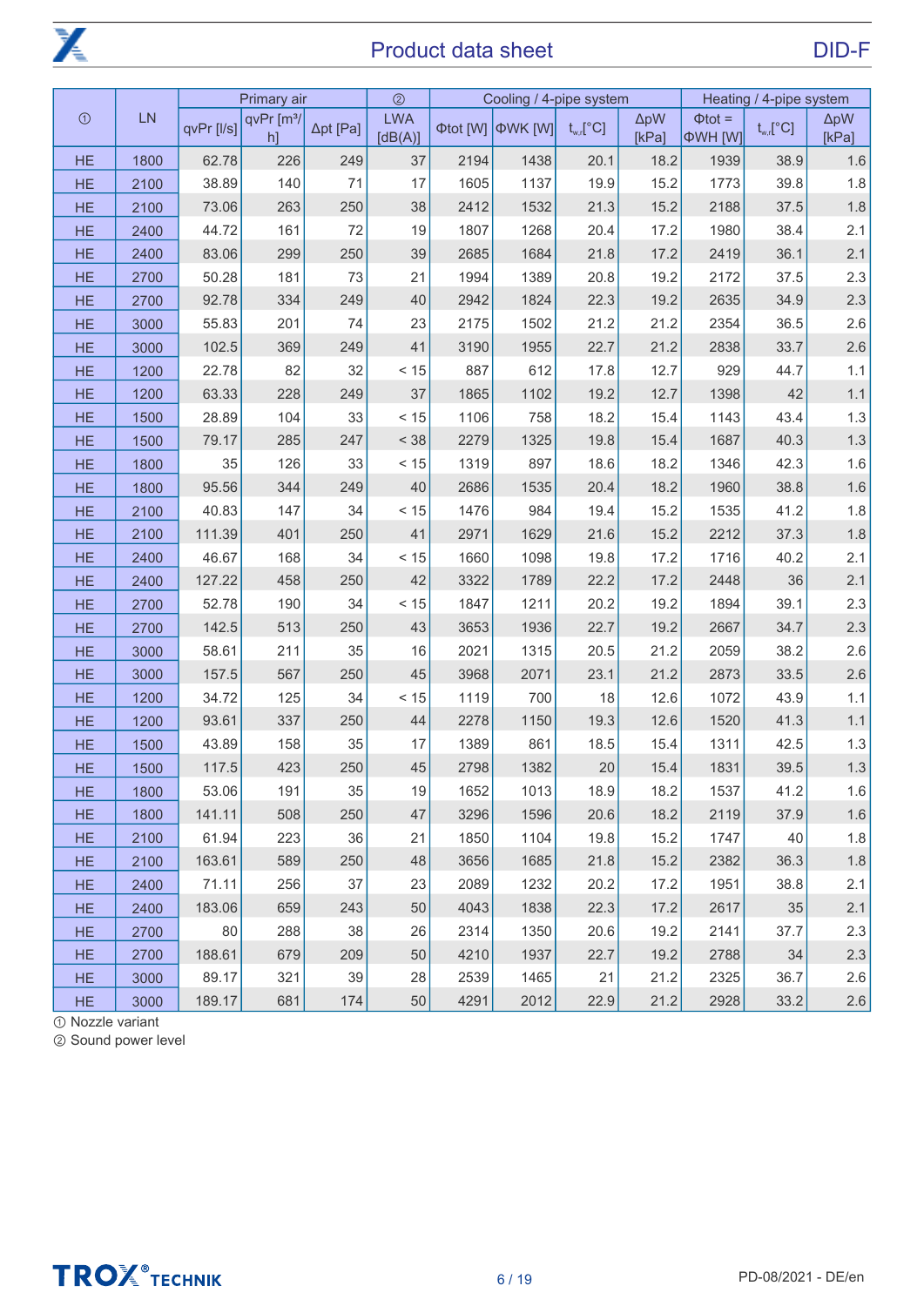| ① | LN | Primary air | | | ② | Cooling / 4-pipe system | | | | Heating / 4-pipe system | | |
|---|---|---|---|---|---|---|---|---|---|---|---|---|
| | | qvPr [l/s] | qvPr [m³/h] | Δpt [Pa] | LWA [dB(A)] | Φtot [W] | ΦWK [W] | $t_{w,r}$[°C] | ΔpW [kPa] | Φtot = ΦWH [W] | $t_{w,r}$[°C] | ΔpW [kPa] |
| HE | 1800 | 62.78 | 226 | 249 | 37 | 2194 | 1438 | 20.1 | 18.2 | 1939 | 38.9 | 1.6 |
| HE | 2100 | 38.89 | 140 | 71 | 17 | 1605 | 1137 | 19.9 | 15.2 | 1773 | 39.8 | 1.8 |
| HE | 2100 | 73.06 | 263 | 250 | 38 | 2412 | 1532 | 21.3 | 15.2 | 2188 | 37.5 | 1.8 |
| HE | 2400 | 44.72 | 161 | 72 | 19 | 1807 | 1268 | 20.4 | 17.2 | 1980 | 38.4 | 2.1 |
| HE | 2400 | 83.06 | 299 | 250 | 39 | 2685 | 1684 | 21.8 | 17.2 | 2419 | 36.1 | 2.1 |
| HE | 2700 | 50.28 | 181 | 73 | 21 | 1994 | 1389 | 20.8 | 19.2 | 2172 | 37.5 | 2.3 |
| HE | 2700 | 92.78 | 334 | 249 | 40 | 2942 | 1824 | 22.3 | 19.2 | 2635 | 34.9 | 2.3 |
| HE | 3000 | 55.83 | 201 | 74 | 23 | 2175 | 1502 | 21.2 | 21.2 | 2354 | 36.5 | 2.6 |
| HE | 3000 | 102.5 | 369 | 249 | 41 | 3190 | 1955 | 22.7 | 21.2 | 2838 | 33.7 | 2.6 |
| HE | 1200 | 22.78 | 82 | 32 | < 15 | 887 | 612 | 17.8 | 12.7 | 929 | 44.7 | 1.1 |
| HE | 1200 | 63.33 | 228 | 249 | 37 | 1865 | 1102 | 19.2 | 12.7 | 1398 | 42 | 1.1 |
| HE | 1500 | 28.89 | 104 | 33 | < 15 | 1106 | 758 | 18.2 | 15.4 | 1143 | 43.4 | 1.3 |
| HE | 1500 | 79.17 | 285 | 247 | < 38 | 2279 | 1325 | 19.8 | 15.4 | 1687 | 40.3 | 1.3 |
| HE | 1800 | 35 | 126 | 33 | < 15 | 1319 | 897 | 18.6 | 18.2 | 1346 | 42.3 | 1.6 |
| HE | 1800 | 95.56 | 344 | 249 | 40 | 2686 | 1535 | 20.4 | 18.2 | 1960 | 38.8 | 1.6 |
| HE | 2100 | 40.83 | 147 | 34 | < 15 | 1476 | 984 | 19.4 | 15.2 | 1535 | 41.2 | 1.8 |
| HE | 2100 | 111.39 | 401 | 250 | 41 | 2971 | 1629 | 21.6 | 15.2 | 2212 | 37.3 | 1.8 |
| HE | 2400 | 46.67 | 168 | 34 | < 15 | 1660 | 1098 | 19.8 | 17.2 | 1716 | 40.2 | 2.1 |
| HE | 2400 | 127.22 | 458 | 250 | 42 | 3322 | 1789 | 22.2 | 17.2 | 2448 | 36 | 2.1 |
| HE | 2700 | 52.78 | 190 | 34 | < 15 | 1847 | 1211 | 20.2 | 19.2 | 1894 | 39.1 | 2.3 |
| HE | 2700 | 142.5 | 513 | 250 | 43 | 3653 | 1936 | 22.7 | 19.2 | 2667 | 34.7 | 2.3 |
| HE | 3000 | 58.61 | 211 | 35 | 16 | 2021 | 1315 | 20.5 | 21.2 | 2059 | 38.2 | 2.6 |
| HE | 3000 | 157.5 | 567 | 250 | 45 | 3968 | 2071 | 23.1 | 21.2 | 2873 | 33.5 | 2.6 |
| HE | 1200 | 34.72 | 125 | 34 | < 15 | 1119 | 700 | 18 | 12.6 | 1072 | 43.9 | 1.1 |
| HE | 1200 | 93.61 | 337 | 250 | 44 | 2278 | 1150 | 19.3 | 12.6 | 1520 | 41.3 | 1.1 |
| HE | 1500 | 43.89 | 158 | 35 | 17 | 1389 | 861 | 18.5 | 15.4 | 1311 | 42.5 | 1.3 |
| HE | 1500 | 117.5 | 423 | 250 | 45 | 2798 | 1382 | 20 | 15.4 | 1831 | 39.5 | 1.3 |
| HE | 1800 | 53.06 | 191 | 35 | 19 | 1652 | 1013 | 18.9 | 18.2 | 1537 | 41.2 | 1.6 |
| HE | 1800 | 141.11 | 508 | 250 | 47 | 3296 | 1596 | 20.6 | 18.2 | 2119 | 37.9 | 1.6 |
| HE | 2100 | 61.94 | 223 | 36 | 21 | 1850 | 1104 | 19.8 | 15.2 | 1747 | 40 | 1.8 |
| HE | 2100 | 163.61 | 589 | 250 | 48 | 3656 | 1685 | 21.8 | 15.2 | 2382 | 36.3 | 1.8 |
| HE | 2400 | 71.11 | 256 | 37 | 23 | 2089 | 1232 | 20.2 | 17.2 | 1951 | 38.8 | 2.1 |
| HE | 2400 | 183.06 | 659 | 243 | 50 | 4043 | 1838 | 22.3 | 17.2 | 2617 | 35 | 2.1 |
| HE | 2700 | 80 | 288 | 38 | 26 | 2314 | 1350 | 20.6 | 19.2 | 2141 | 37.7 | 2.3 |
| HE | 2700 | 188.61 | 679 | 209 | 50 | 4210 | 1937 | 22.7 | 19.2 | 2788 | 34 | 2.3 |
| HE | 3000 | 89.17 | 321 | 39 | 28 | 2539 | 1465 | 21 | 21.2 | 2325 | 36.7 | 2.6 |
| HE | 3000 | 189.17 | 681 | 174 | 50 | 4291 | 2012 | 22.9 | 21.2 | 2928 | 33.2 | 2.6 |

① Nozzle variant
② Sound power level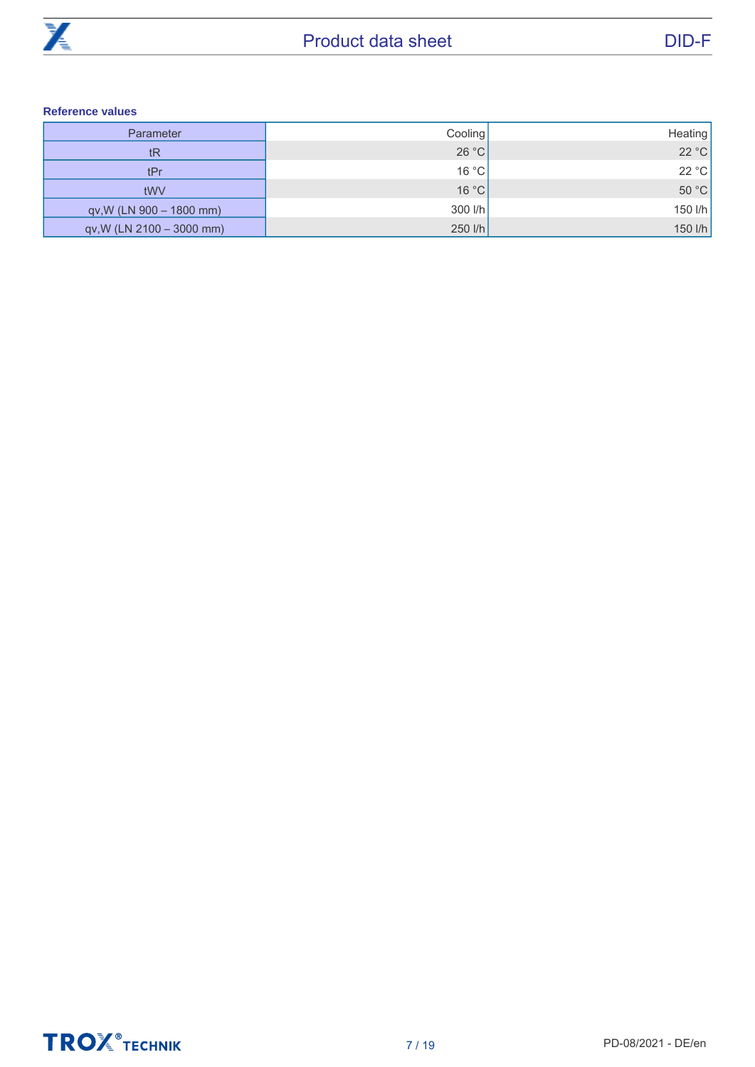**Reference values**

| Parameter | Cooling | Heating |
|---|---|---|
| tR | 26 °C | 22 °C |
| tPr | 16 °C | 22 °C |
| tWV | 16 °C | 50 °C |
| qv,W (LN 900 – 1800 mm) | 300 l/h | 150 l/h |
| qv,W (LN 2100 – 3000 mm) | 250 l/h | 150 l/h |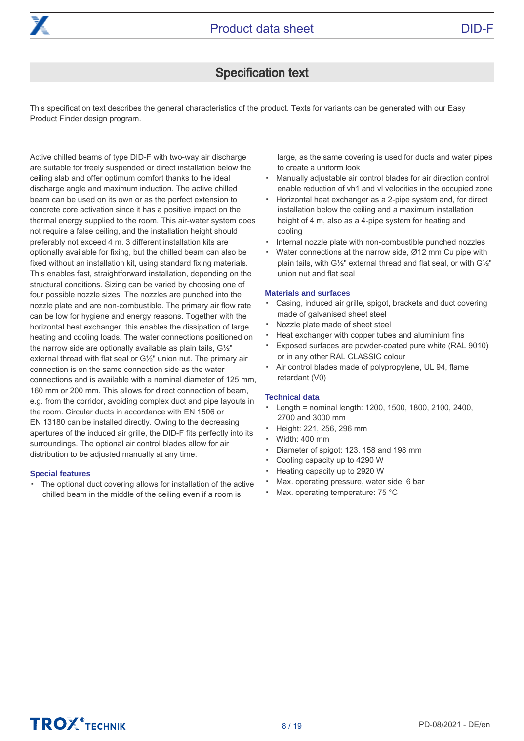## Specification text

This specification text describes the general characteristics of the product. Texts for variants can be generated with our Easy Product Finder design program.

Active chilled beams of type DID-F with two-way air discharge are suitable for freely suspended or direct installation below the ceiling slab and offer optimum comfort thanks to the ideal discharge angle and maximum induction. The active chilled beam can be used on its own or as the perfect extension to concrete core activation since it has a positive impact on the thermal energy supplied to the room. This air-water system does not require a false ceiling, and the installation height should preferably not exceed 4 m. 3 different installation kits are optionally available for fixing, but the chilled beam can also be fixed without an installation kit, using standard fixing materials. This enables fast, straightforward installation, depending on the structural conditions. Sizing can be varied by choosing one of four possible nozzle sizes. The nozzles are punched into the nozzle plate and are non-combustible. The primary air flow rate can be low for hygiene and energy reasons. Together with the horizontal heat exchanger, this enables the dissipation of large heating and cooling loads. The water connections positioned on the narrow side are optionally available as plain tails, G½" external thread with flat seal or G½" union nut. The primary air connection is on the same connection side as the water connections and is available with a nominal diameter of 125 mm, 160 mm or 200 mm. This allows for direct connection of beam, e.g. from the corridor, avoiding complex duct and pipe layouts in the room. Circular ducts in accordance with EN 1506 or EN 13180 can be installed directly. Owing to the decreasing apertures of the induced air grille, the DID-F fits perfectly into its surroundings. The optional air control blades allow for air distribution to be adjusted manually at any time.

### Special features

- The optional duct covering allows for installation of the active chilled beam in the middle of the ceiling even if a room is large, as the same covering is used for ducts and water pipes to create a uniform look
- Manually adjustable air control blades for air direction control enable reduction of vh1 and vl velocities in the occupied zone
- Horizontal heat exchanger as a 2-pipe system and, for direct installation below the ceiling and a maximum installation height of 4 m, also as a 4-pipe system for heating and cooling
- Internal nozzle plate with non-combustible punched nozzles
- Water connections at the narrow side, Ø12 mm Cu pipe with plain tails, with G½" external thread and flat seal, or with G½" union nut and flat seal

### Materials and surfaces

- Casing, induced air grille, spigot, brackets and duct covering made of galvanised sheet steel
- Nozzle plate made of sheet steel
- Heat exchanger with copper tubes and aluminium fins
- Exposed surfaces are powder-coated pure white (RAL 9010) or in any other RAL CLASSIC colour
- Air control blades made of polypropylene, UL 94, flame retardant (V0)

### Technical data

- Length = nominal length: 1200, 1500, 1800, 2100, 2400, 2700 and 3000 mm
- Height: 221, 256, 296 mm
- Width: 400 mm
- Diameter of spigot: 123, 158 and 198 mm
- Cooling capacity up to 4290 W
- Heating capacity up to 2920 W
- Max. operating pressure, water side: 6 bar
- Max. operating temperature: 75 °C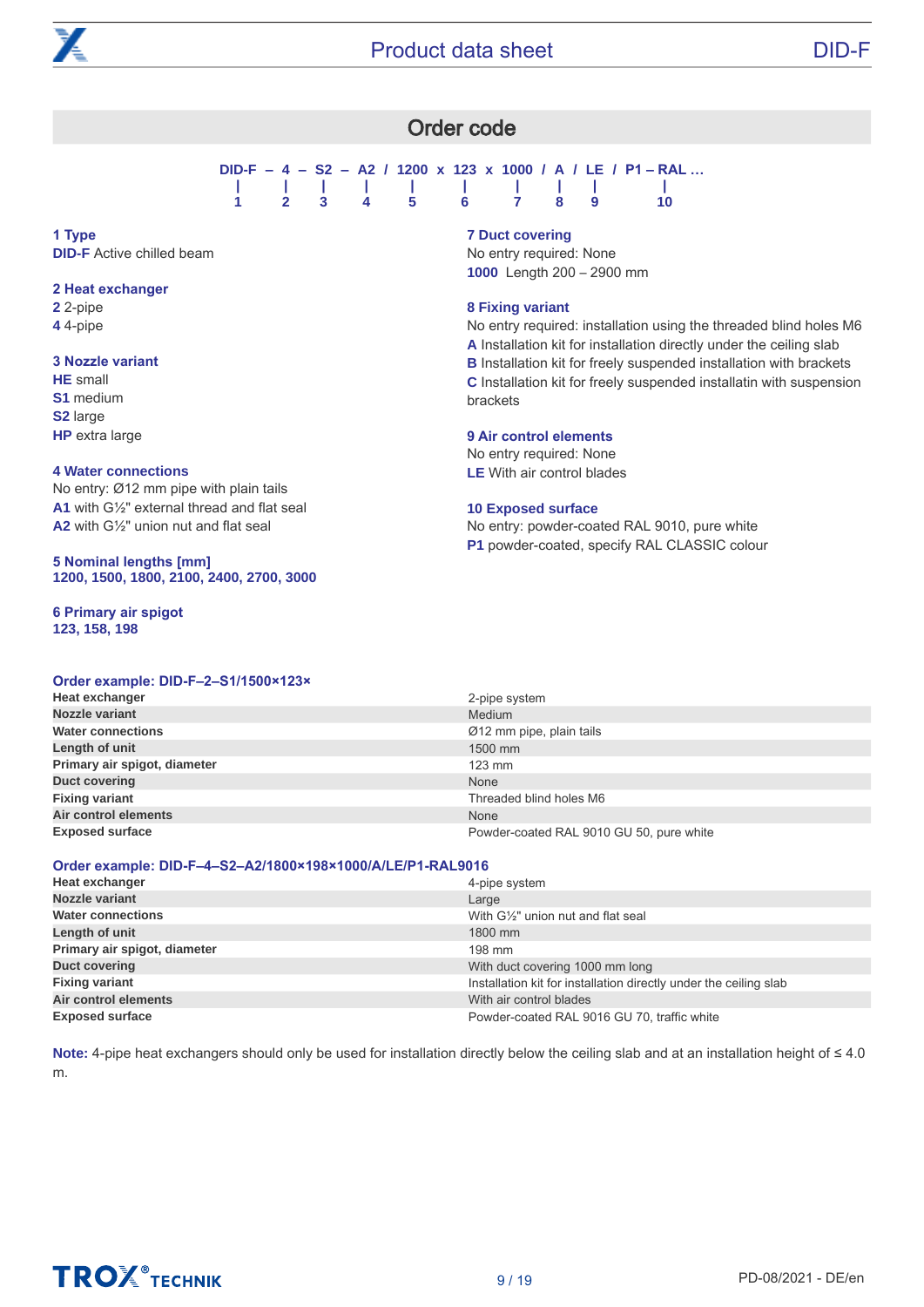## Order code

```
DID-F – 4 – S2 – A2 / 1200 x 123 x 1000 / A / LE / P1 – RAL …
  |     |    |    |     |      |     |     |    |       |
  1     2    3    4     5      6     7     8    9      10
```

**1 Type**
**DID-F** Active chilled beam

**2 Heat exchanger**
**2** 2-pipe
**4** 4-pipe

**3 Nozzle variant**
**HE** small
**S1** medium
**S2** large
**HP** extra large

**4 Water connections**
No entry: Ø12 mm pipe with plain tails
**A1** with G½" external thread and flat seal
**A2** with G½" union nut and flat seal

**5 Nominal lengths [mm]**
**1200, 1500, 1800, 2100, 2400, 2700, 3000**

**6 Primary air spigot**
**123, 158, 198**

**7 Duct covering**
No entry required: None
**1000** Length 200 – 2900 mm

**8 Fixing variant**
No entry required: installation using the threaded blind holes M6
**A** Installation kit for installation directly under the ceiling slab
**B** Installation kit for freely suspended installation with brackets
**C** Installation kit for freely suspended installatin with suspension brackets

**9 Air control elements**
No entry required: None
**LE** With air control blades

**10 Exposed surface**
No entry: powder-coated RAL 9010, pure white
**P1** powder-coated, specify RAL CLASSIC colour

**Order example: DID-F–2–S1/1500×123×**

| | |
|---|---|
| **Heat exchanger** | 2-pipe system |
| **Nozzle variant** | Medium |
| **Water connections** | Ø12 mm pipe, plain tails |
| **Length of unit** | 1500 mm |
| **Primary air spigot, diameter** | 123 mm |
| **Duct covering** | None |
| **Fixing variant** | Threaded blind holes M6 |
| **Air control elements** | None |
| **Exposed surface** | Powder-coated RAL 9010 GU 50, pure white |

**Order example: DID-F–4–S2–A2/1800×198×1000/A/LE/P1-RAL9016**

| | |
|---|---|
| **Heat exchanger** | 4-pipe system |
| **Nozzle variant** | Large |
| **Water connections** | With G½" union nut and flat seal |
| **Length of unit** | 1800 mm |
| **Primary air spigot, diameter** | 198 mm |
| **Duct covering** | With duct covering 1000 mm long |
| **Fixing variant** | Installation kit for installation directly under the ceiling slab |
| **Air control elements** | With air control blades |
| **Exposed surface** | Powder-coated RAL 9016 GU 70, traffic white |

**Note:** 4-pipe heat exchangers should only be used for installation directly below the ceiling slab and at an installation height of ≤ 4.0 m.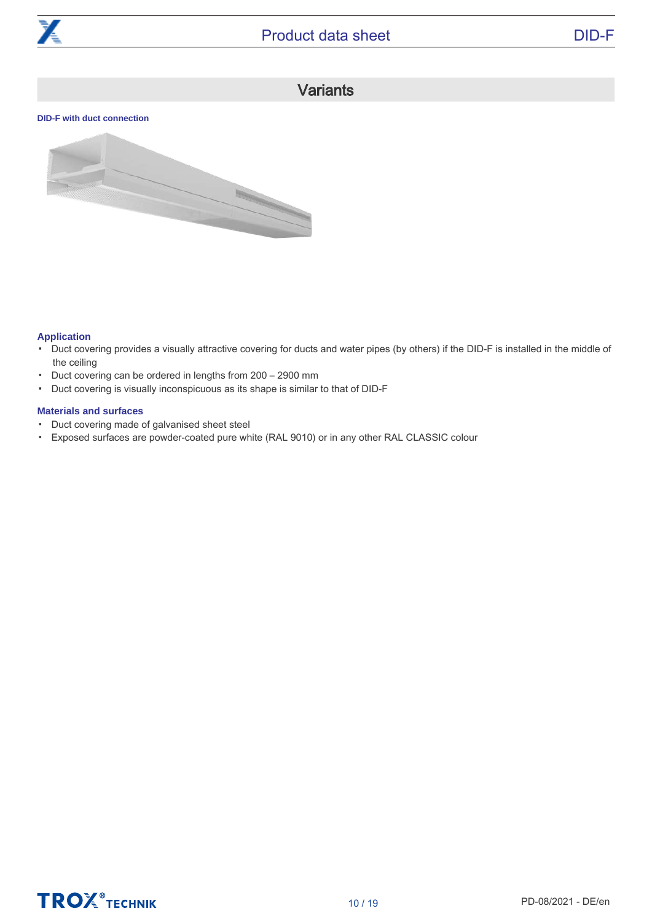## Variants

**DID-F with duct connection**

### Application

- Duct covering provides a visually attractive covering for ducts and water pipes (by others) if the DID-F is installed in the middle of the ceiling
- Duct covering can be ordered in lengths from 200 – 2900 mm
- Duct covering is visually inconspicuous as its shape is similar to that of DID-F

### Materials and surfaces

- Duct covering made of galvanised sheet steel
- Exposed surfaces are powder-coated pure white (RAL 9010) or in any other RAL CLASSIC colour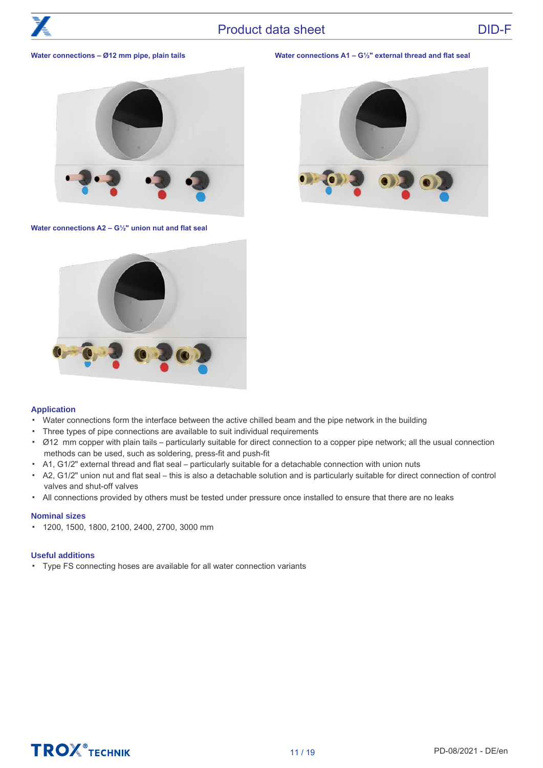**Water connections – Ø12 mm pipe, plain tails**

**Water connections A1 – G½" external thread and flat seal**

**Water connections A2 – G½" union nut and flat seal**

## Application

- Water connections form the interface between the active chilled beam and the pipe network in the building
- Three types of pipe connections are available to suit individual requirements
- Ø12 mm copper with plain tails – particularly suitable for direct connection to a copper pipe network; all the usual connection methods can be used, such as soldering, press-fit and push-fit
- A1, G1/2" external thread and flat seal – particularly suitable for a detachable connection with union nuts
- A2, G1/2" union nut and flat seal – this is also a detachable solution and is particularly suitable for direct connection of control valves and shut-off valves
- All connections provided by others must be tested under pressure once installed to ensure that there are no leaks

## Nominal sizes

- 1200, 1500, 1800, 2100, 2400, 2700, 3000 mm

## Useful additions

- Type FS connecting hoses are available for all water connection variants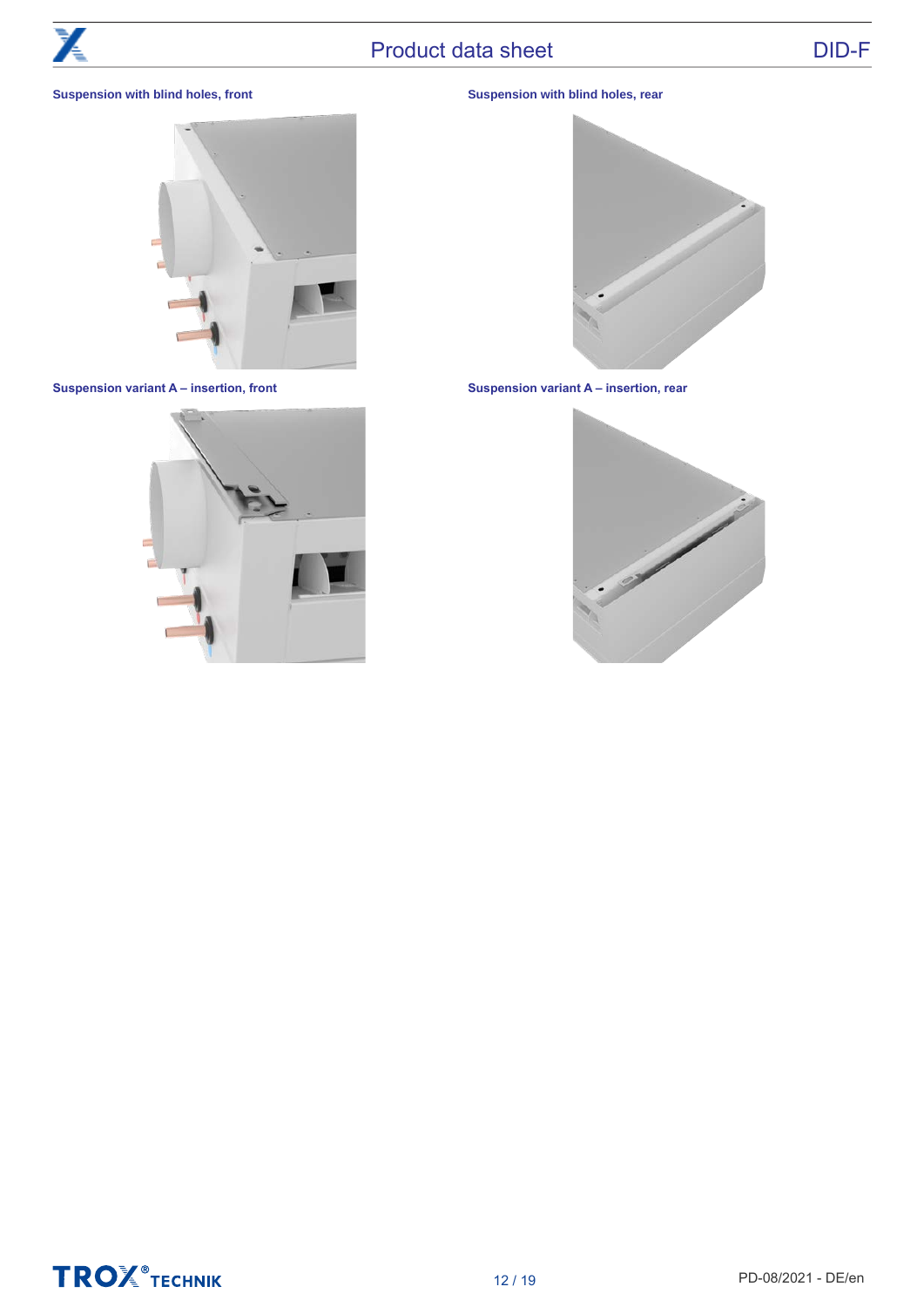**Suspension with blind holes, front**

**Suspension with blind holes, rear**

**Suspension variant A – insertion, front**

**Suspension variant A – insertion, rear**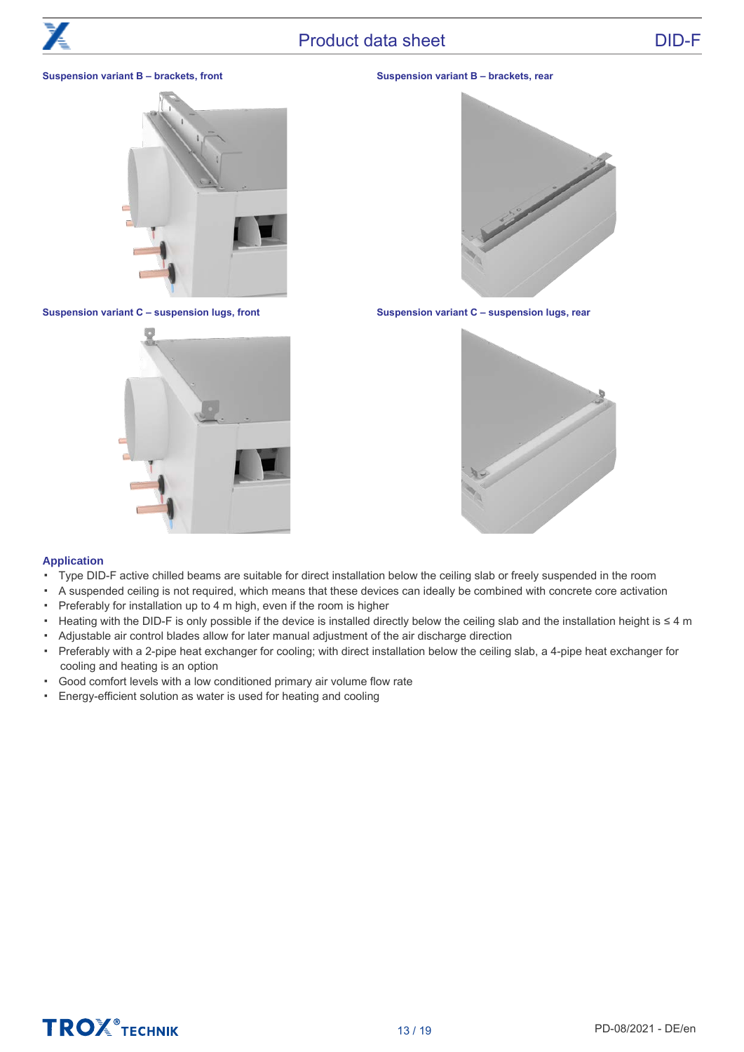Suspension variant B – brackets, front

Suspension variant B – brackets, rear

Suspension variant C – suspension lugs, front

Suspension variant C – suspension lugs, rear

## Application

- Type DID-F active chilled beams are suitable for direct installation below the ceiling slab or freely suspended in the room
- A suspended ceiling is not required, which means that these devices can ideally be combined with concrete core activation
- Preferably for installation up to 4 m high, even if the room is higher
- Heating with the DID-F is only possible if the device is installed directly below the ceiling slab and the installation height is ≤ 4 m
- Adjustable air control blades allow for later manual adjustment of the air discharge direction
- Preferably with a 2-pipe heat exchanger for cooling; with direct installation below the ceiling slab, a 4-pipe heat exchanger for cooling and heating is an option
- Good comfort levels with a low conditioned primary air volume flow rate
- Energy-efficient solution as water is used for heating and cooling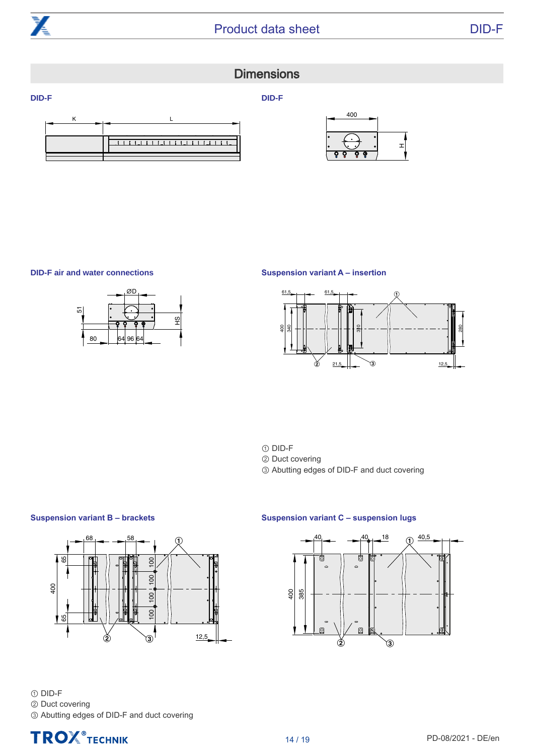## Dimensions

**DID-F**

**DID-F**

**DID-F air and water connections**

**Suspension variant A – insertion**

① DID-F
② Duct covering
③ Abutting edges of DID-F and duct covering

**Suspension variant B – brackets**

**Suspension variant C – suspension lugs**

① DID-F
② Duct covering
③ Abutting edges of DID-F and duct covering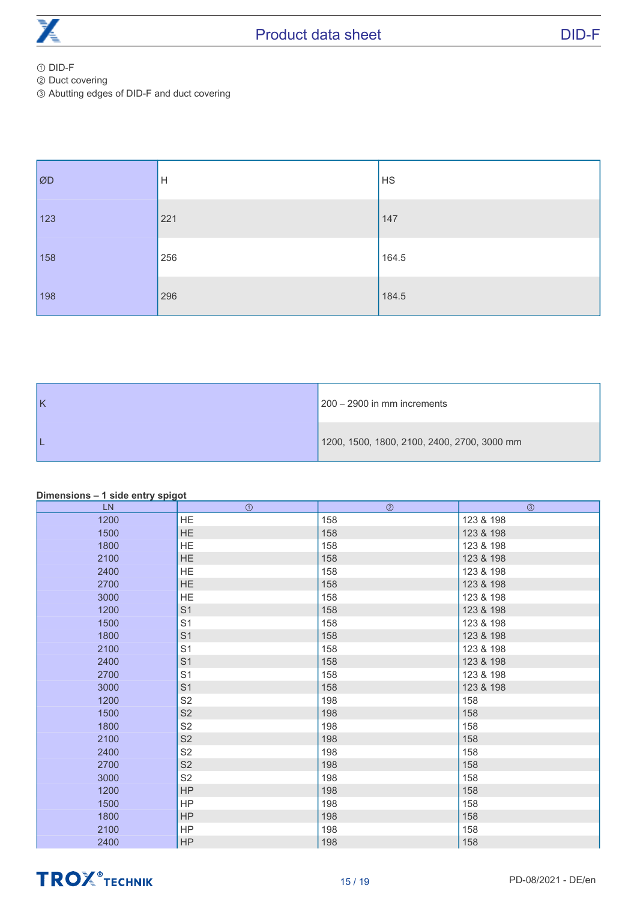① DID-F
② Duct covering
③ Abutting edges of DID-F and duct covering

| ØD | H | HS |
|---|---|---|
| 123 | 221 | 147 |
| 158 | 256 | 164.5 |
| 198 | 296 | 184.5 |

| | |
|---|---|
| K | 200 – 2900 in mm increments |
| L | 1200, 1500, 1800, 2100, 2400, 2700, 3000 mm |

**Dimensions – 1 side entry spigot**

| LN | ① | ② | ③ |
|---|---|---|---|
| 1200 | HE | 158 | 123 & 198 |
| 1500 | HE | 158 | 123 & 198 |
| 1800 | HE | 158 | 123 & 198 |
| 2100 | HE | 158 | 123 & 198 |
| 2400 | HE | 158 | 123 & 198 |
| 2700 | HE | 158 | 123 & 198 |
| 3000 | HE | 158 | 123 & 198 |
| 1200 | S1 | 158 | 123 & 198 |
| 1500 | S1 | 158 | 123 & 198 |
| 1800 | S1 | 158 | 123 & 198 |
| 2100 | S1 | 158 | 123 & 198 |
| 2400 | S1 | 158 | 123 & 198 |
| 2700 | S1 | 158 | 123 & 198 |
| 3000 | S1 | 158 | 123 & 198 |
| 1200 | S2 | 198 | 158 |
| 1500 | S2 | 198 | 158 |
| 1800 | S2 | 198 | 158 |
| 2100 | S2 | 198 | 158 |
| 2400 | S2 | 198 | 158 |
| 2700 | S2 | 198 | 158 |
| 3000 | S2 | 198 | 158 |
| 1200 | HP | 198 | 158 |
| 1500 | HP | 198 | 158 |
| 1800 | HP | 198 | 158 |
| 2100 | HP | 198 | 158 |
| 2400 | HP | 198 | 158 |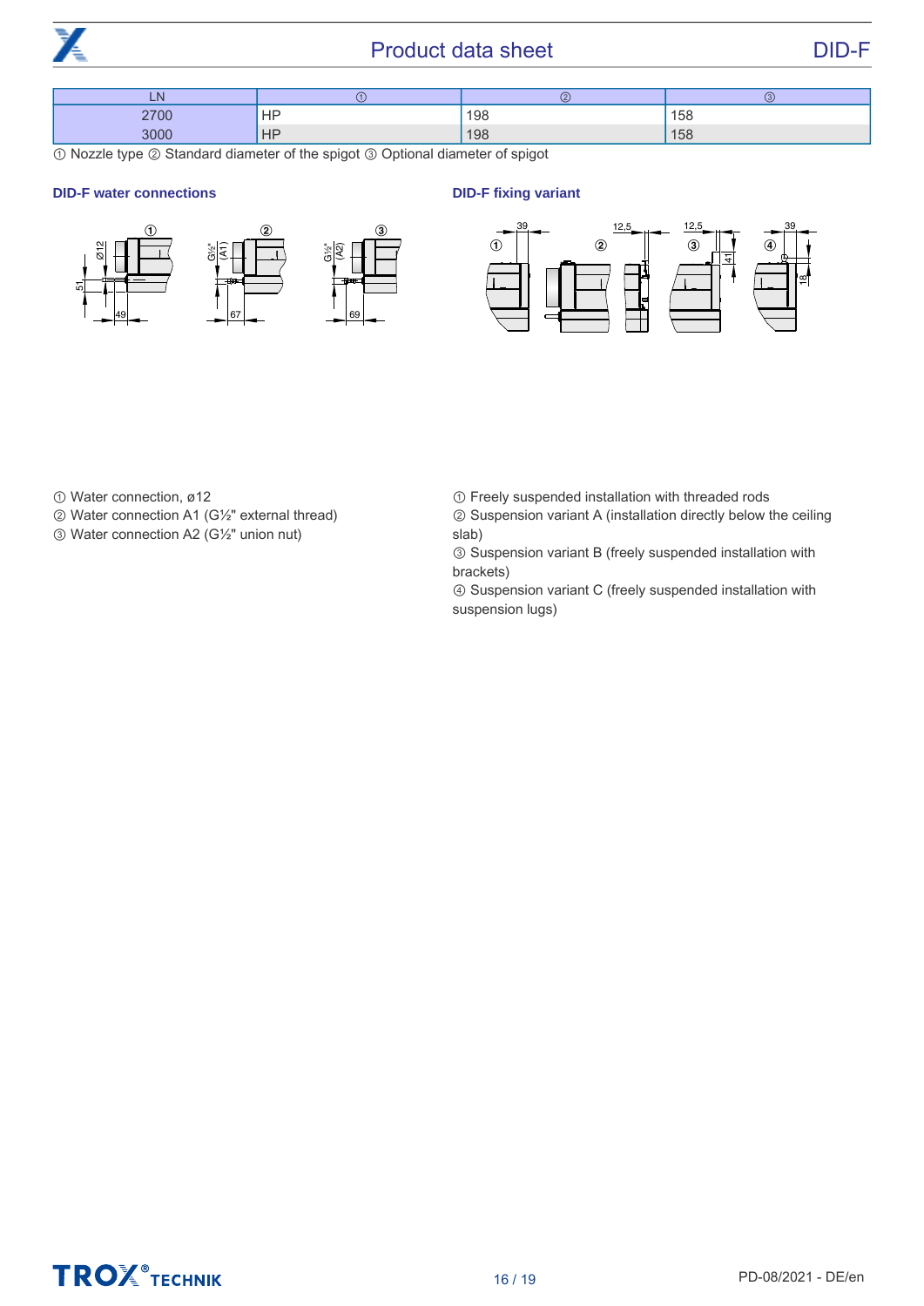| LN | ① | ② | ③ |
|---|---|---|---|
| 2700 | HP | 198 | 158 |
| 3000 | HP | 198 | 158 |

① Nozzle type ② Standard diameter of the spigot ③ Optional diameter of spigot

**DID-F water connections**

① Water connection, ø12
② Water connection A1 (G½" external thread)
③ Water connection A2 (G½" union nut)

**DID-F fixing variant**

① Freely suspended installation with threaded rods
② Suspension variant A (installation directly below the ceiling slab)
③ Suspension variant B (freely suspended installation with brackets)
④ Suspension variant C (freely suspended installation with suspension lugs)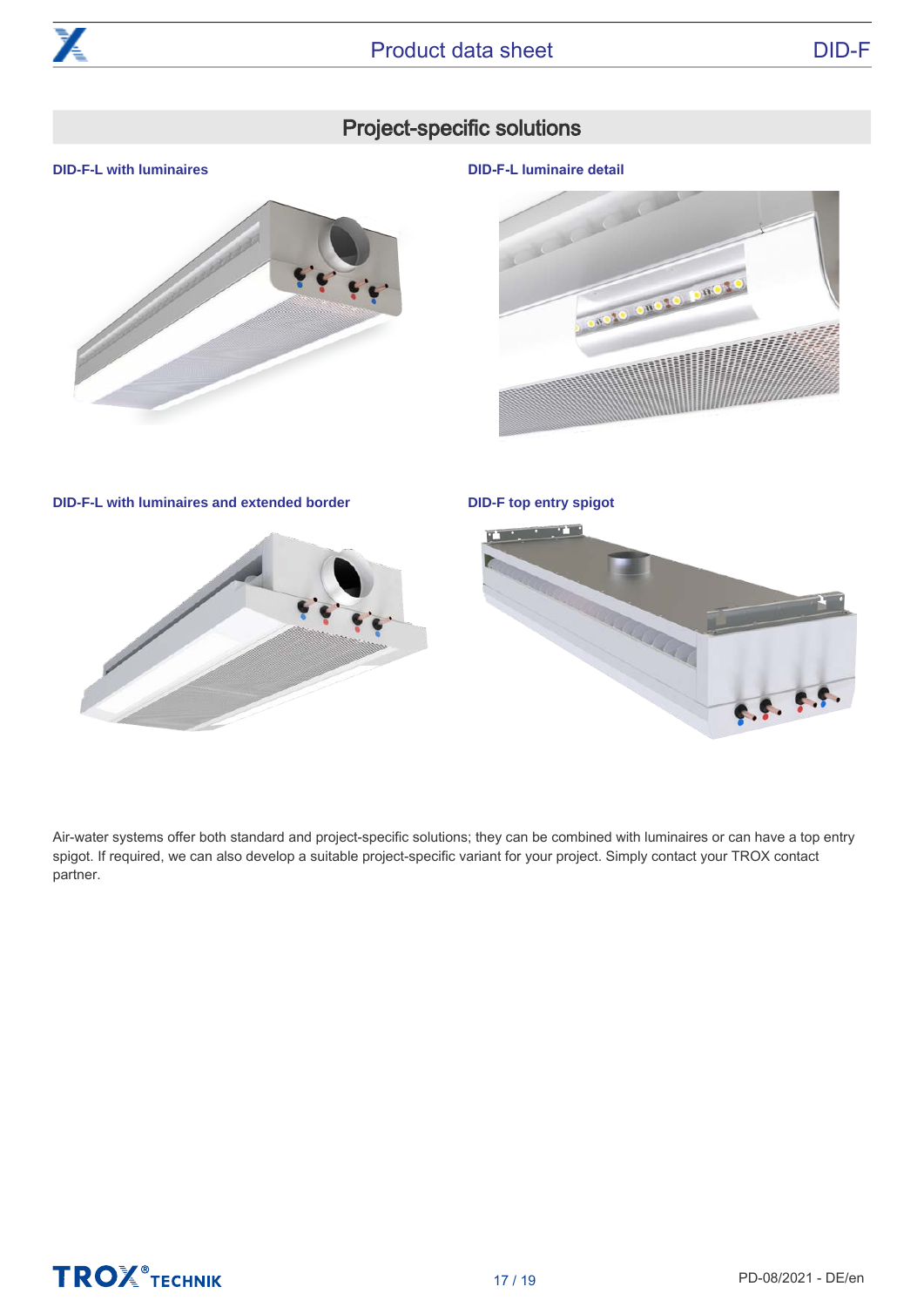## Project-specific solutions

**DID-F-L with luminaires**

**DID-F-L luminaire detail**

**DID-F-L with luminaires and extended border**

**DID-F top entry spigot**

Air-water systems offer both standard and project-specific solutions; they can be combined with luminaires or can have a top entry spigot. If required, we can also develop a suitable project-specific variant for your project. Simply contact your TROX contact partner.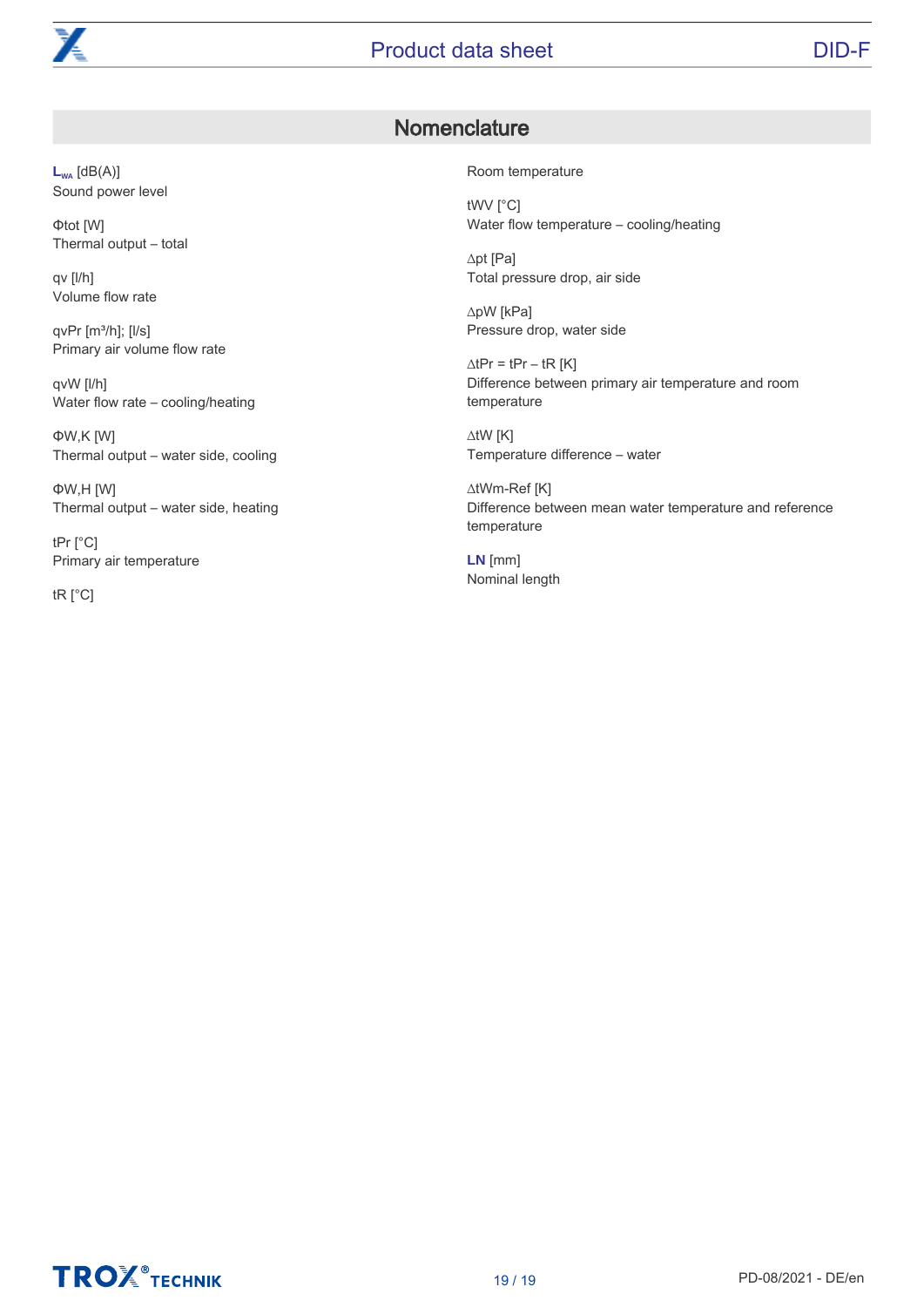## Nomenclature

**$L_{WA}$** [dB(A)]
Sound power level

$\Phi_{tot}$ [W]
Thermal output – total

$q_v$ [l/h]
Volume flow rate

$q_{vPr}$ [m³/h]; [l/s]
Primary air volume flow rate

$q_{vW}$ [l/h]
Water flow rate – cooling/heating

$\Phi_{W,K}$ [W]
Thermal output – water side, cooling

$\Phi_{W,H}$ [W]
Thermal output – water side, heating

$t_{Pr}$ [°C]
Primary air temperature

$t_R$ [°C]
Room temperature

$t_{WV}$ [°C]
Water flow temperature – cooling/heating

$\Delta p_t$ [Pa]
Total pressure drop, air side

$\Delta p_W$ [kPa]
Pressure drop, water side

$\Delta t_{Pr} = t_{Pr} – t_R$ [K]
Difference between primary air temperature and room temperature

$\Delta t_W$ [K]
Temperature difference – water

$\Delta t_{Wm-Ref}$ [K]
Difference between mean water temperature and reference temperature

**LN** [mm]
Nominal length